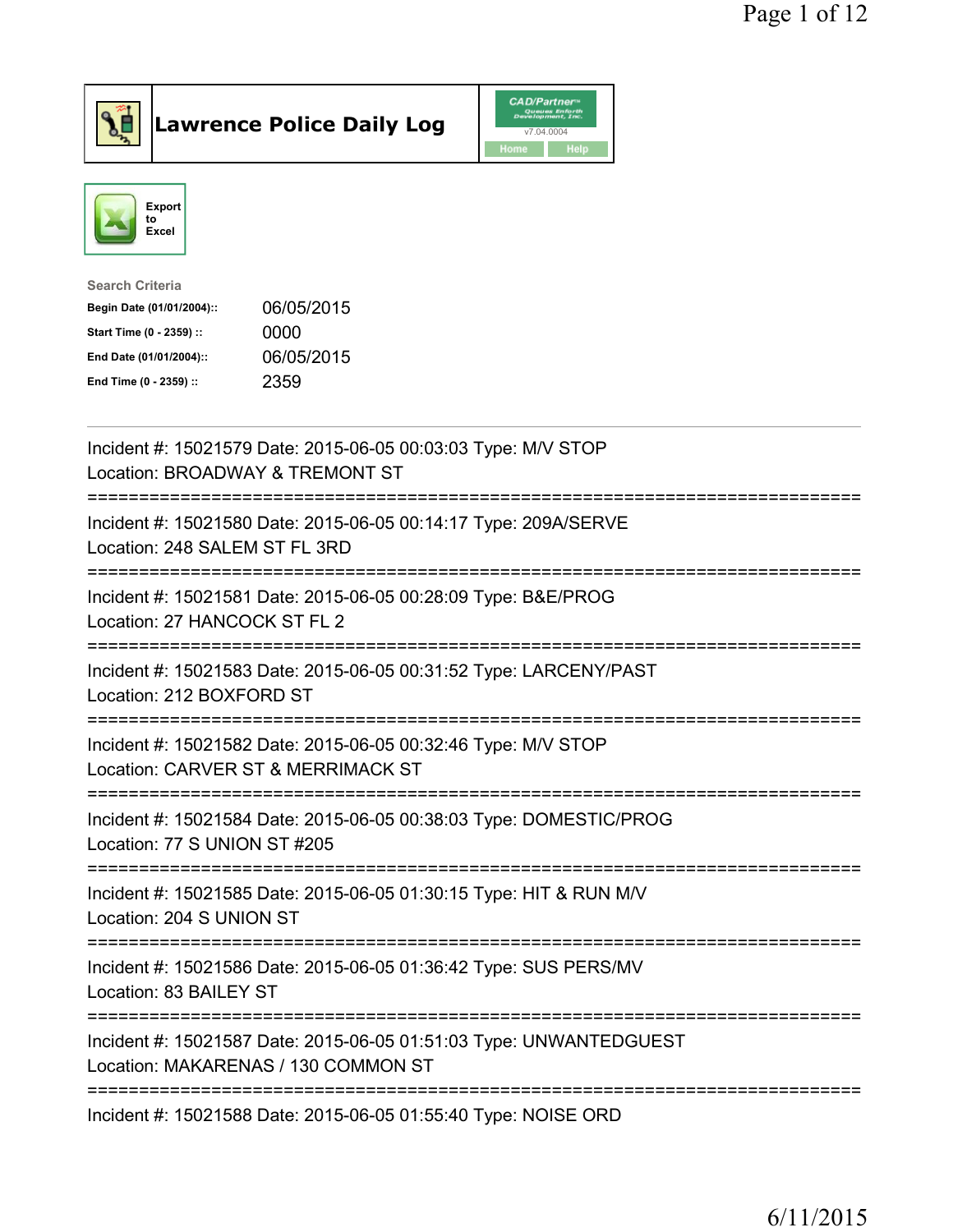# Lawrence Police Daily Log

Export to Excel

**Search Criteria**

| | |
|---|---|
| Begin Date (01/01/2004):: | 06/05/2015 |
| Start Time (0 - 2359) :: | 0000 |
| End Date (01/01/2004):: | 06/05/2015 |
| End Time (0 - 2359) :: | 2359 |

---

Incident #: 15021579 Date: 2015-06-05 00:03:03 Type: M/V STOP
Location: BROADWAY & TREMONT ST

===========================================================================

Incident #: 15021580 Date: 2015-06-05 00:14:17 Type: 209A/SERVE
Location: 248 SALEM ST FL 3RD

===========================================================================

Incident #: 15021581 Date: 2015-06-05 00:28:09 Type: B&E/PROG
Location: 27 HANCOCK ST FL 2

===========================================================================

Incident #: 15021583 Date: 2015-06-05 00:31:52 Type: LARCENY/PAST
Location: 212 BOXFORD ST

===========================================================================

Incident #: 15021582 Date: 2015-06-05 00:32:46 Type: M/V STOP
Location: CARVER ST & MERRIMACK ST

===========================================================================

Incident #: 15021584 Date: 2015-06-05 00:38:03 Type: DOMESTIC/PROG
Location: 77 S UNION ST #205

===========================================================================

Incident #: 15021585 Date: 2015-06-05 01:30:15 Type: HIT & RUN M/V
Location: 204 S UNION ST

===========================================================================

Incident #: 15021586 Date: 2015-06-05 01:36:42 Type: SUS PERS/MV
Location: 83 BAILEY ST

===========================================================================

Incident #: 15021587 Date: 2015-06-05 01:51:03 Type: UNWANTEDGUEST
Location: MAKARENAS / 130 COMMON ST

===========================================================================

Incident #: 15021588 Date: 2015-06-05 01:55:40 Type: NOISE ORD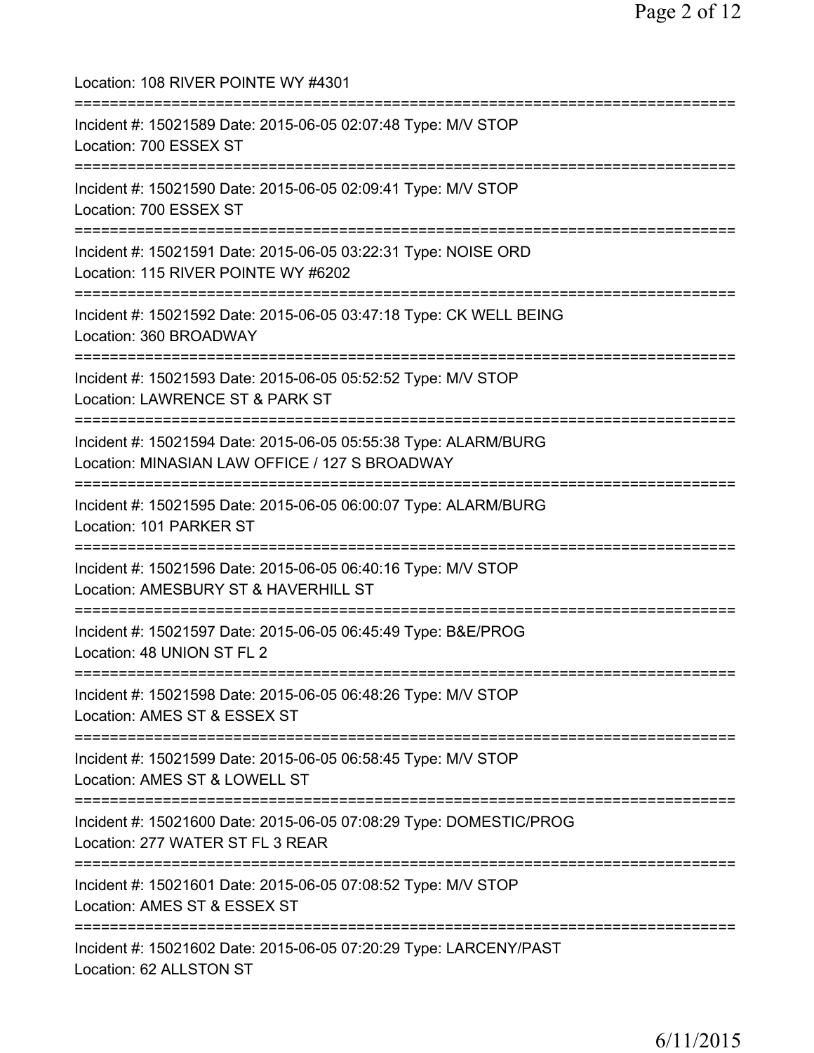Location: 108 RIVER POINTE WY #4301

===========================================================================

Incident #: 15021589 Date: 2015-06-05 02:07:48 Type: M/V STOP
Location: 700 ESSEX ST

===========================================================================

Incident #: 15021590 Date: 2015-06-05 02:09:41 Type: M/V STOP
Location: 700 ESSEX ST

===========================================================================

Incident #: 15021591 Date: 2015-06-05 03:22:31 Type: NOISE ORD
Location: 115 RIVER POINTE WY #6202

===========================================================================

Incident #: 15021592 Date: 2015-06-05 03:47:18 Type: CK WELL BEING
Location: 360 BROADWAY

===========================================================================

Incident #: 15021593 Date: 2015-06-05 05:52:52 Type: M/V STOP
Location: LAWRENCE ST & PARK ST

===========================================================================

Incident #: 15021594 Date: 2015-06-05 05:55:38 Type: ALARM/BURG
Location: MINASIAN LAW OFFICE / 127 S BROADWAY

===========================================================================

Incident #: 15021595 Date: 2015-06-05 06:00:07 Type: ALARM/BURG
Location: 101 PARKER ST

===========================================================================

Incident #: 15021596 Date: 2015-06-05 06:40:16 Type: M/V STOP
Location: AMESBURY ST & HAVERHILL ST

===========================================================================

Incident #: 15021597 Date: 2015-06-05 06:45:49 Type: B&E/PROG
Location: 48 UNION ST FL 2

===========================================================================

Incident #: 15021598 Date: 2015-06-05 06:48:26 Type: M/V STOP
Location: AMES ST & ESSEX ST

===========================================================================

Incident #: 15021599 Date: 2015-06-05 06:58:45 Type: M/V STOP
Location: AMES ST & LOWELL ST

===========================================================================

Incident #: 15021600 Date: 2015-06-05 07:08:29 Type: DOMESTIC/PROG
Location: 277 WATER ST FL 3 REAR

===========================================================================

Incident #: 15021601 Date: 2015-06-05 07:08:52 Type: M/V STOP
Location: AMES ST & ESSEX ST

===========================================================================

Incident #: 15021602 Date: 2015-06-05 07:20:29 Type: LARCENY/PAST
Location: 62 ALLSTON ST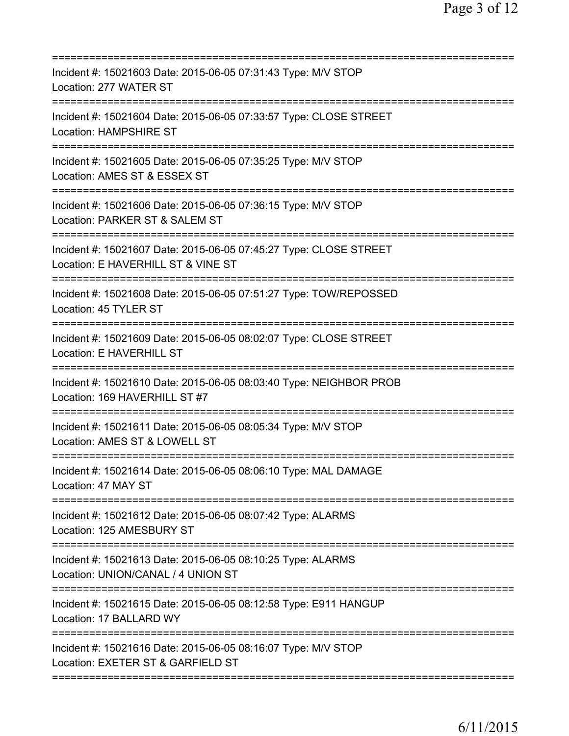===========================================================================
Incident #: 15021603 Date: 2015-06-05 07:31:43 Type: M/V STOP
Location: 277 WATER ST
===========================================================================
Incident #: 15021604 Date: 2015-06-05 07:33:57 Type: CLOSE STREET
Location: HAMPSHIRE ST
===========================================================================
Incident #: 15021605 Date: 2015-06-05 07:35:25 Type: M/V STOP
Location: AMES ST & ESSEX ST
===========================================================================
Incident #: 15021606 Date: 2015-06-05 07:36:15 Type: M/V STOP
Location: PARKER ST & SALEM ST
===========================================================================
Incident #: 15021607 Date: 2015-06-05 07:45:27 Type: CLOSE STREET
Location: E HAVERHILL ST & VINE ST
===========================================================================
Incident #: 15021608 Date: 2015-06-05 07:51:27 Type: TOW/REPOSSED
Location: 45 TYLER ST
===========================================================================
Incident #: 15021609 Date: 2015-06-05 08:02:07 Type: CLOSE STREET
Location: E HAVERHILL ST
===========================================================================
Incident #: 15021610 Date: 2015-06-05 08:03:40 Type: NEIGHBOR PROB
Location: 169 HAVERHILL ST #7
===========================================================================
Incident #: 15021611 Date: 2015-06-05 08:05:34 Type: M/V STOP
Location: AMES ST & LOWELL ST
===========================================================================
Incident #: 15021614 Date: 2015-06-05 08:06:10 Type: MAL DAMAGE
Location: 47 MAY ST
===========================================================================
Incident #: 15021612 Date: 2015-06-05 08:07:42 Type: ALARMS
Location: 125 AMESBURY ST
===========================================================================
Incident #: 15021613 Date: 2015-06-05 08:10:25 Type: ALARMS
Location: UNION/CANAL / 4 UNION ST
===========================================================================
Incident #: 15021615 Date: 2015-06-05 08:12:58 Type: E911 HANGUP
Location: 17 BALLARD WY
===========================================================================
Incident #: 15021616 Date: 2015-06-05 08:16:07 Type: M/V STOP
Location: EXETER ST & GARFIELD ST
===========================================================================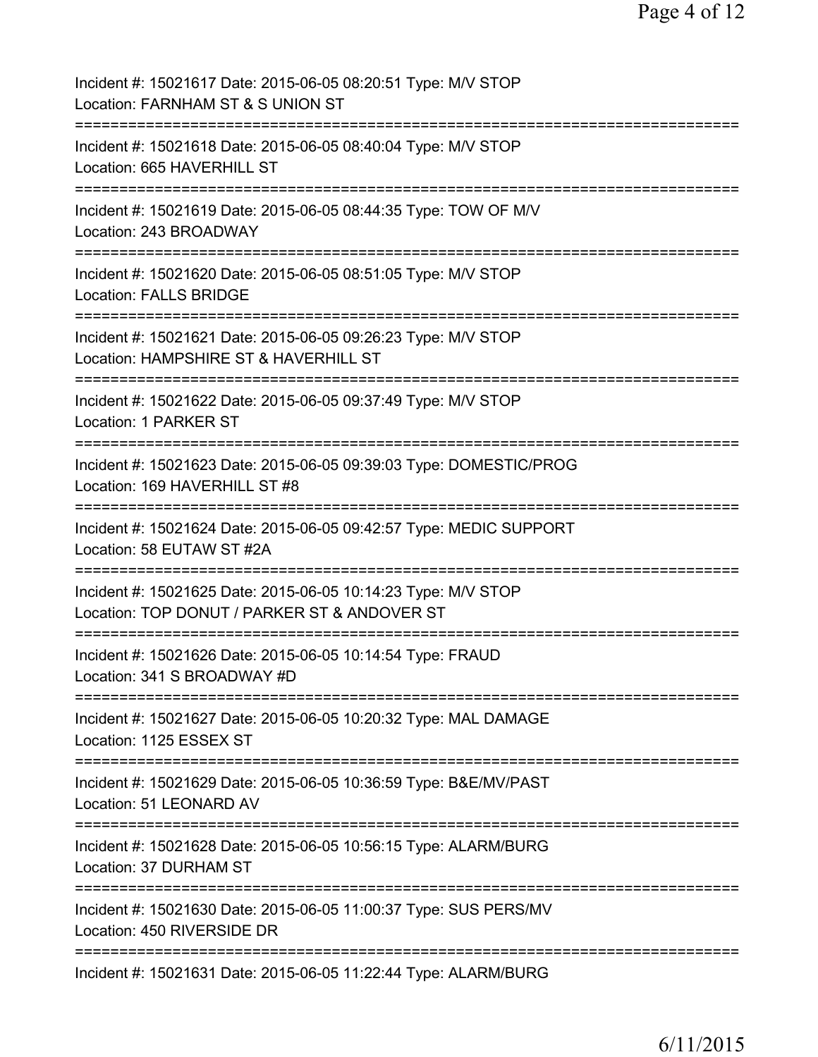Incident #: 15021617 Date: 2015-06-05 08:20:51 Type: M/V STOP
Location: FARNHAM ST & S UNION ST

===========================================================================

Incident #: 15021618 Date: 2015-06-05 08:40:04 Type: M/V STOP
Location: 665 HAVERHILL ST

===========================================================================

Incident #: 15021619 Date: 2015-06-05 08:44:35 Type: TOW OF M/V
Location: 243 BROADWAY

===========================================================================

Incident #: 15021620 Date: 2015-06-05 08:51:05 Type: M/V STOP
Location: FALLS BRIDGE

===========================================================================

Incident #: 15021621 Date: 2015-06-05 09:26:23 Type: M/V STOP
Location: HAMPSHIRE ST & HAVERHILL ST

===========================================================================

Incident #: 15021622 Date: 2015-06-05 09:37:49 Type: M/V STOP
Location: 1 PARKER ST

===========================================================================

Incident #: 15021623 Date: 2015-06-05 09:39:03 Type: DOMESTIC/PROG
Location: 169 HAVERHILL ST #8

===========================================================================

Incident #: 15021624 Date: 2015-06-05 09:42:57 Type: MEDIC SUPPORT
Location: 58 EUTAW ST #2A

===========================================================================

Incident #: 15021625 Date: 2015-06-05 10:14:23 Type: M/V STOP
Location: TOP DONUT / PARKER ST & ANDOVER ST

===========================================================================

Incident #: 15021626 Date: 2015-06-05 10:14:54 Type: FRAUD
Location: 341 S BROADWAY #D

===========================================================================

Incident #: 15021627 Date: 2015-06-05 10:20:32 Type: MAL DAMAGE
Location: 1125 ESSEX ST

===========================================================================

Incident #: 15021629 Date: 2015-06-05 10:36:59 Type: B&E/MV/PAST
Location: 51 LEONARD AV

===========================================================================

Incident #: 15021628 Date: 2015-06-05 10:56:15 Type: ALARM/BURG
Location: 37 DURHAM ST

===========================================================================

Incident #: 15021630 Date: 2015-06-05 11:00:37 Type: SUS PERS/MV
Location: 450 RIVERSIDE DR

===========================================================================

Incident #: 15021631 Date: 2015-06-05 11:22:44 Type: ALARM/BURG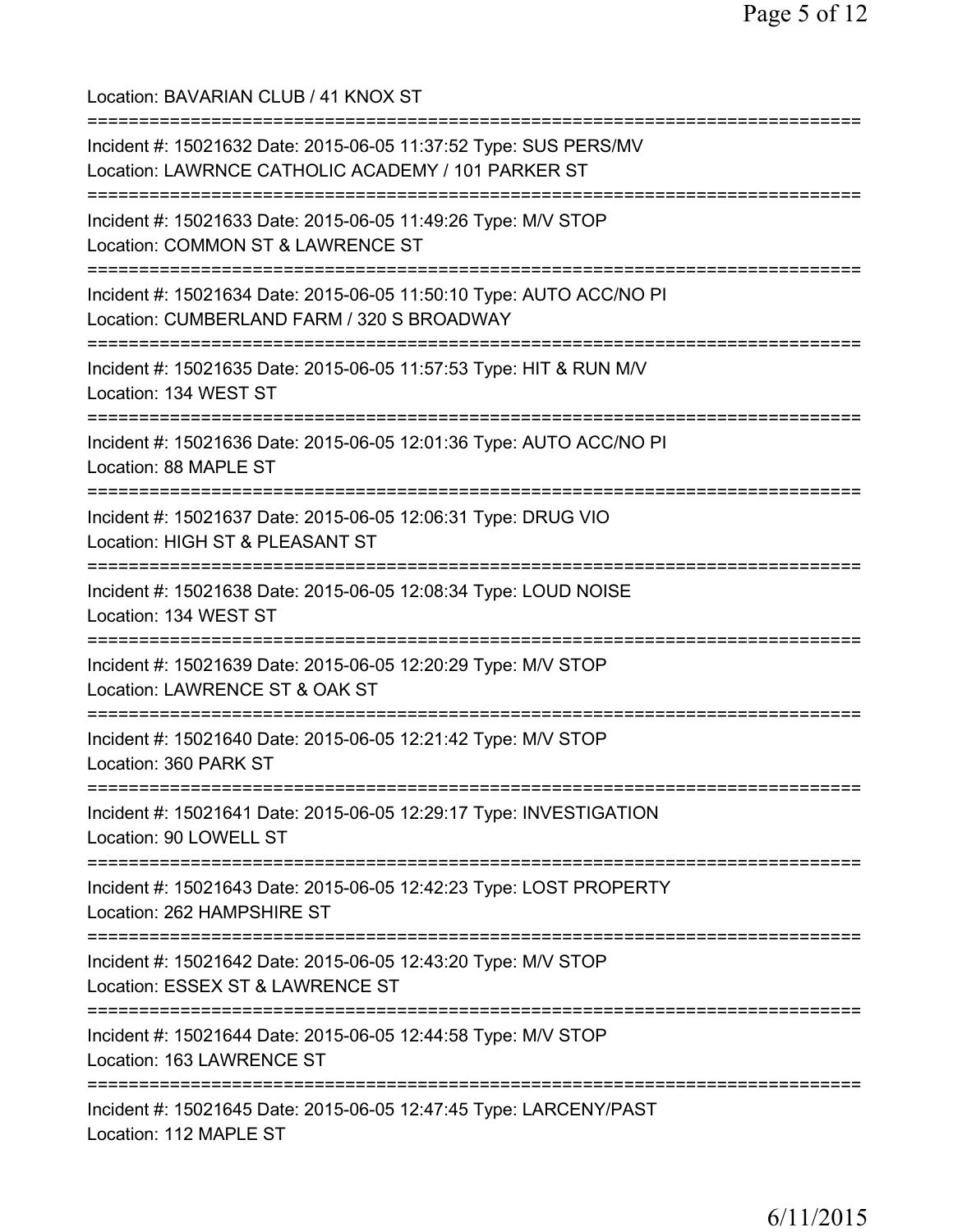Location: BAVARIAN CLUB / 41 KNOX ST

===========================================================================

Incident #: 15021632 Date: 2015-06-05 11:37:52 Type: SUS PERS/MV
Location: LAWRNCE CATHOLIC ACADEMY / 101 PARKER ST

===========================================================================

Incident #: 15021633 Date: 2015-06-05 11:49:26 Type: M/V STOP
Location: COMMON ST & LAWRENCE ST

===========================================================================

Incident #: 15021634 Date: 2015-06-05 11:50:10 Type: AUTO ACC/NO PI
Location: CUMBERLAND FARM / 320 S BROADWAY

===========================================================================

Incident #: 15021635 Date: 2015-06-05 11:57:53 Type: HIT & RUN M/V
Location: 134 WEST ST

===========================================================================

Incident #: 15021636 Date: 2015-06-05 12:01:36 Type: AUTO ACC/NO PI
Location: 88 MAPLE ST

===========================================================================

Incident #: 15021637 Date: 2015-06-05 12:06:31 Type: DRUG VIO
Location: HIGH ST & PLEASANT ST

===========================================================================

Incident #: 15021638 Date: 2015-06-05 12:08:34 Type: LOUD NOISE
Location: 134 WEST ST

===========================================================================

Incident #: 15021639 Date: 2015-06-05 12:20:29 Type: M/V STOP
Location: LAWRENCE ST & OAK ST

===========================================================================

Incident #: 15021640 Date: 2015-06-05 12:21:42 Type: M/V STOP
Location: 360 PARK ST

===========================================================================

Incident #: 15021641 Date: 2015-06-05 12:29:17 Type: INVESTIGATION
Location: 90 LOWELL ST

===========================================================================

Incident #: 15021643 Date: 2015-06-05 12:42:23 Type: LOST PROPERTY
Location: 262 HAMPSHIRE ST

===========================================================================

Incident #: 15021642 Date: 2015-06-05 12:43:20 Type: M/V STOP
Location: ESSEX ST & LAWRENCE ST

===========================================================================

Incident #: 15021644 Date: 2015-06-05 12:44:58 Type: M/V STOP
Location: 163 LAWRENCE ST

===========================================================================

Incident #: 15021645 Date: 2015-06-05 12:47:45 Type: LARCENY/PAST
Location: 112 MAPLE ST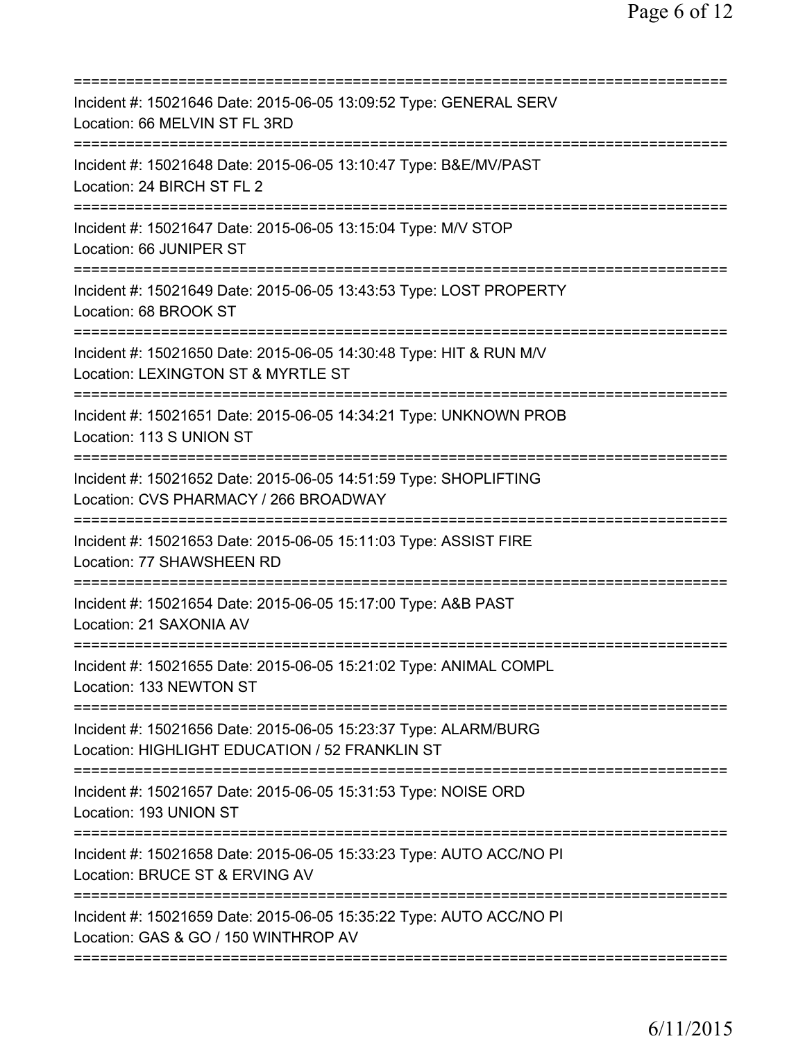===========================================================================
Incident #: 15021646 Date: 2015-06-05 13:09:52 Type: GENERAL SERV
Location: 66 MELVIN ST FL 3RD
===========================================================================
Incident #: 15021648 Date: 2015-06-05 13:10:47 Type: B&E/MV/PAST
Location: 24 BIRCH ST FL 2
===========================================================================
Incident #: 15021647 Date: 2015-06-05 13:15:04 Type: M/V STOP
Location: 66 JUNIPER ST
===========================================================================
Incident #: 15021649 Date: 2015-06-05 13:43:53 Type: LOST PROPERTY
Location: 68 BROOK ST
===========================================================================
Incident #: 15021650 Date: 2015-06-05 14:30:48 Type: HIT & RUN M/V
Location: LEXINGTON ST & MYRTLE ST
===========================================================================
Incident #: 15021651 Date: 2015-06-05 14:34:21 Type: UNKNOWN PROB
Location: 113 S UNION ST
===========================================================================
Incident #: 15021652 Date: 2015-06-05 14:51:59 Type: SHOPLIFTING
Location: CVS PHARMACY / 266 BROADWAY
===========================================================================
Incident #: 15021653 Date: 2015-06-05 15:11:03 Type: ASSIST FIRE
Location: 77 SHAWSHEEN RD
===========================================================================
Incident #: 15021654 Date: 2015-06-05 15:17:00 Type: A&B PAST
Location: 21 SAXONIA AV
===========================================================================
Incident #: 15021655 Date: 2015-06-05 15:21:02 Type: ANIMAL COMPL
Location: 133 NEWTON ST
===========================================================================
Incident #: 15021656 Date: 2015-06-05 15:23:37 Type: ALARM/BURG
Location: HIGHLIGHT EDUCATION / 52 FRANKLIN ST
===========================================================================
Incident #: 15021657 Date: 2015-06-05 15:31:53 Type: NOISE ORD
Location: 193 UNION ST
===========================================================================
Incident #: 15021658 Date: 2015-06-05 15:33:23 Type: AUTO ACC/NO PI
Location: BRUCE ST & ERVING AV
===========================================================================
Incident #: 15021659 Date: 2015-06-05 15:35:22 Type: AUTO ACC/NO PI
Location: GAS & GO / 150 WINTHROP AV
===========================================================================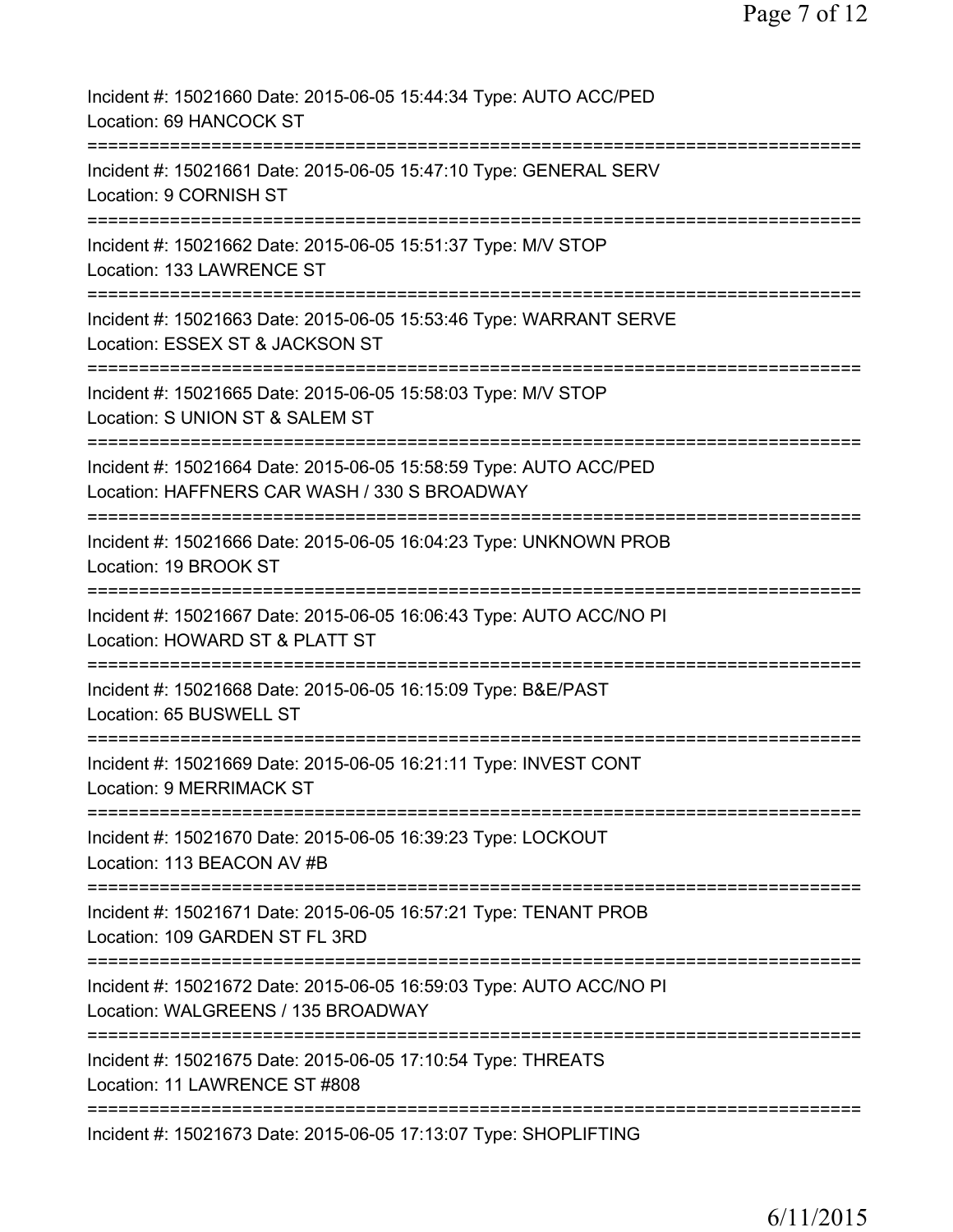Incident #: 15021660 Date: 2015-06-05 15:44:34 Type: AUTO ACC/PED
Location: 69 HANCOCK ST
===========================================================================
Incident #: 15021661 Date: 2015-06-05 15:47:10 Type: GENERAL SERV
Location: 9 CORNISH ST
===========================================================================
Incident #: 15021662 Date: 2015-06-05 15:51:37 Type: M/V STOP
Location: 133 LAWRENCE ST
===========================================================================
Incident #: 15021663 Date: 2015-06-05 15:53:46 Type: WARRANT SERVE
Location: ESSEX ST & JACKSON ST
===========================================================================
Incident #: 15021665 Date: 2015-06-05 15:58:03 Type: M/V STOP
Location: S UNION ST & SALEM ST
===========================================================================
Incident #: 15021664 Date: 2015-06-05 15:58:59 Type: AUTO ACC/PED
Location: HAFFNERS CAR WASH / 330 S BROADWAY
===========================================================================
Incident #: 15021666 Date: 2015-06-05 16:04:23 Type: UNKNOWN PROB
Location: 19 BROOK ST
===========================================================================
Incident #: 15021667 Date: 2015-06-05 16:06:43 Type: AUTO ACC/NO PI
Location: HOWARD ST & PLATT ST
===========================================================================
Incident #: 15021668 Date: 2015-06-05 16:15:09 Type: B&E/PAST
Location: 65 BUSWELL ST
===========================================================================
Incident #: 15021669 Date: 2015-06-05 16:21:11 Type: INVEST CONT
Location: 9 MERRIMACK ST
===========================================================================
Incident #: 15021670 Date: 2015-06-05 16:39:23 Type: LOCKOUT
Location: 113 BEACON AV #B
===========================================================================
Incident #: 15021671 Date: 2015-06-05 16:57:21 Type: TENANT PROB
Location: 109 GARDEN ST FL 3RD
===========================================================================
Incident #: 15021672 Date: 2015-06-05 16:59:03 Type: AUTO ACC/NO PI
Location: WALGREENS / 135 BROADWAY
===========================================================================
Incident #: 15021675 Date: 2015-06-05 17:10:54 Type: THREATS
Location: 11 LAWRENCE ST #808
===========================================================================
Incident #: 15021673 Date: 2015-06-05 17:13:07 Type: SHOPLIFTING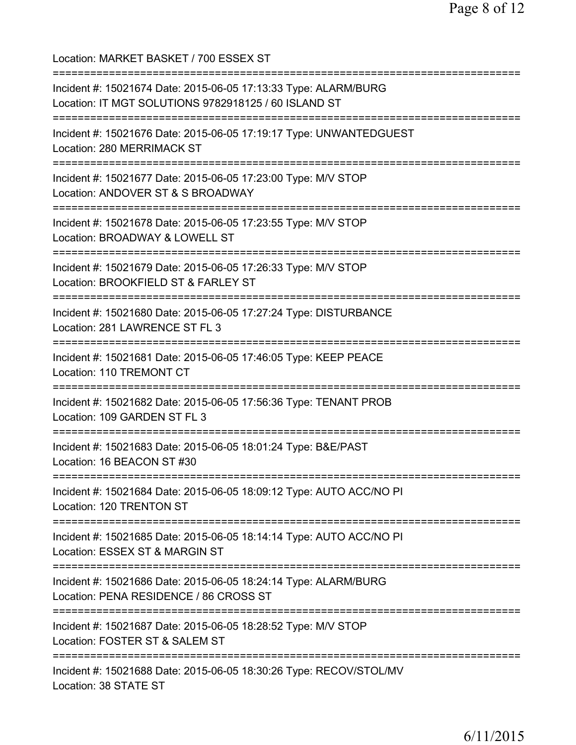Location: MARKET BASKET / 700 ESSEX ST

===========================================================================

Incident #: 15021674 Date: 2015-06-05 17:13:33 Type: ALARM/BURG
Location: IT MGT SOLUTIONS 9782918125 / 60 ISLAND ST

===========================================================================

Incident #: 15021676 Date: 2015-06-05 17:19:17 Type: UNWANTEDGUEST
Location: 280 MERRIMACK ST

===========================================================================

Incident #: 15021677 Date: 2015-06-05 17:23:00 Type: M/V STOP
Location: ANDOVER ST & S BROADWAY

===========================================================================

Incident #: 15021678 Date: 2015-06-05 17:23:55 Type: M/V STOP
Location: BROADWAY & LOWELL ST

===========================================================================

Incident #: 15021679 Date: 2015-06-05 17:26:33 Type: M/V STOP
Location: BROOKFIELD ST & FARLEY ST

===========================================================================

Incident #: 15021680 Date: 2015-06-05 17:27:24 Type: DISTURBANCE
Location: 281 LAWRENCE ST FL 3

===========================================================================

Incident #: 15021681 Date: 2015-06-05 17:46:05 Type: KEEP PEACE
Location: 110 TREMONT CT

===========================================================================

Incident #: 15021682 Date: 2015-06-05 17:56:36 Type: TENANT PROB
Location: 109 GARDEN ST FL 3

===========================================================================

Incident #: 15021683 Date: 2015-06-05 18:01:24 Type: B&E/PAST
Location: 16 BEACON ST #30

===========================================================================

Incident #: 15021684 Date: 2015-06-05 18:09:12 Type: AUTO ACC/NO PI
Location: 120 TRENTON ST

===========================================================================

Incident #: 15021685 Date: 2015-06-05 18:14:14 Type: AUTO ACC/NO PI
Location: ESSEX ST & MARGIN ST

===========================================================================

Incident #: 15021686 Date: 2015-06-05 18:24:14 Type: ALARM/BURG
Location: PENA RESIDENCE / 86 CROSS ST

===========================================================================

Incident #: 15021687 Date: 2015-06-05 18:28:52 Type: M/V STOP
Location: FOSTER ST & SALEM ST

===========================================================================

Incident #: 15021688 Date: 2015-06-05 18:30:26 Type: RECOV/STOL/MV
Location: 38 STATE ST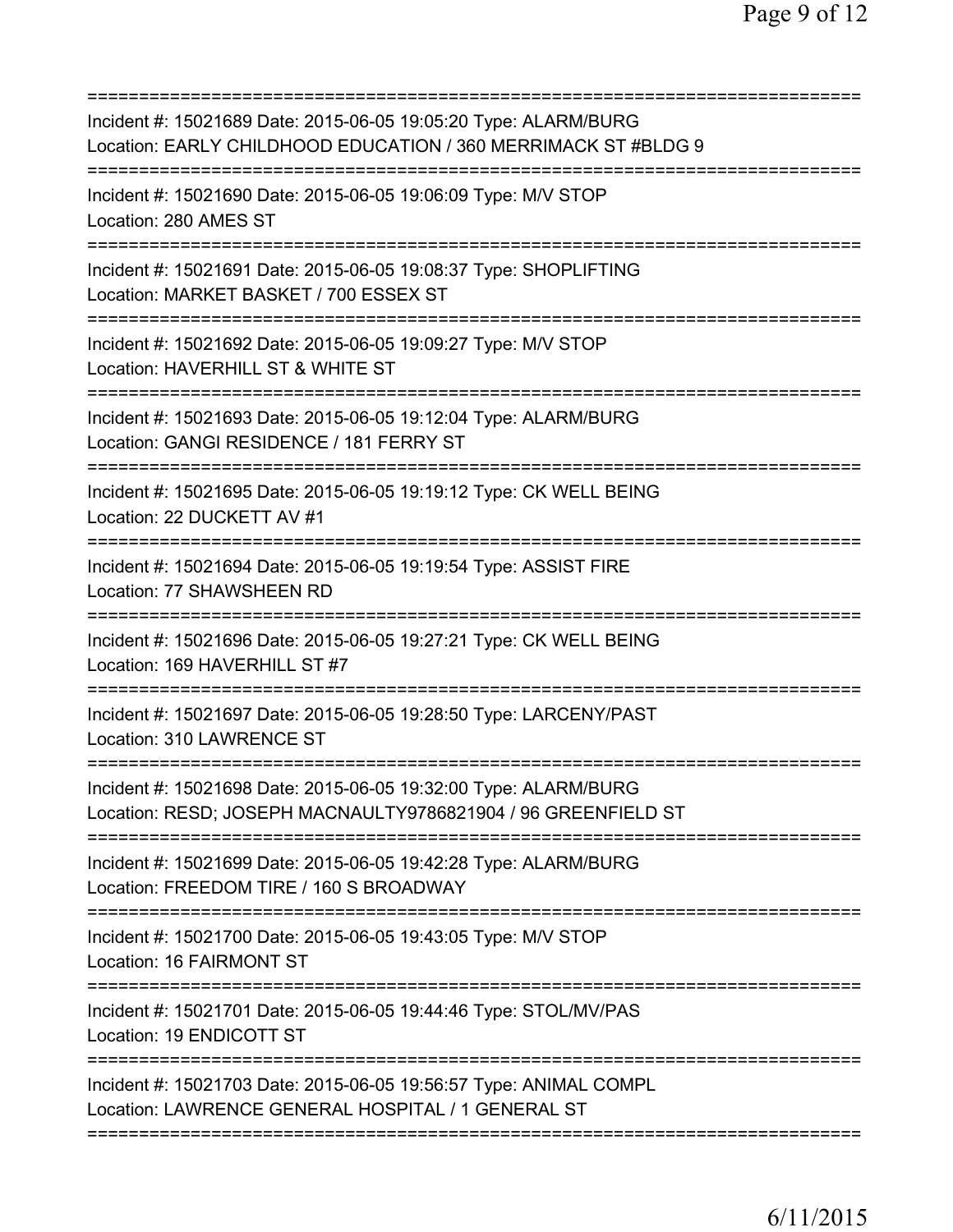===========================================================================
Incident #: 15021689 Date: 2015-06-05 19:05:20 Type: ALARM/BURG
Location: EARLY CHILDHOOD EDUCATION / 360 MERRIMACK ST #BLDG 9
===========================================================================
Incident #: 15021690 Date: 2015-06-05 19:06:09 Type: M/V STOP
Location: 280 AMES ST
===========================================================================
Incident #: 15021691 Date: 2015-06-05 19:08:37 Type: SHOPLIFTING
Location: MARKET BASKET / 700 ESSEX ST
===========================================================================
Incident #: 15021692 Date: 2015-06-05 19:09:27 Type: M/V STOP
Location: HAVERHILL ST & WHITE ST
===========================================================================
Incident #: 15021693 Date: 2015-06-05 19:12:04 Type: ALARM/BURG
Location: GANGI RESIDENCE / 181 FERRY ST
===========================================================================
Incident #: 15021695 Date: 2015-06-05 19:19:12 Type: CK WELL BEING
Location: 22 DUCKETT AV #1
===========================================================================
Incident #: 15021694 Date: 2015-06-05 19:19:54 Type: ASSIST FIRE
Location: 77 SHAWSHEEN RD
===========================================================================
Incident #: 15021696 Date: 2015-06-05 19:27:21 Type: CK WELL BEING
Location: 169 HAVERHILL ST #7
===========================================================================
Incident #: 15021697 Date: 2015-06-05 19:28:50 Type: LARCENY/PAST
Location: 310 LAWRENCE ST
===========================================================================
Incident #: 15021698 Date: 2015-06-05 19:32:00 Type: ALARM/BURG
Location: RESD; JOSEPH MACNAULTY9786821904 / 96 GREENFIELD ST
===========================================================================
Incident #: 15021699 Date: 2015-06-05 19:42:28 Type: ALARM/BURG
Location: FREEDOM TIRE / 160 S BROADWAY
===========================================================================
Incident #: 15021700 Date: 2015-06-05 19:43:05 Type: M/V STOP
Location: 16 FAIRMONT ST
===========================================================================
Incident #: 15021701 Date: 2015-06-05 19:44:46 Type: STOL/MV/PAS
Location: 19 ENDICOTT ST
===========================================================================
Incident #: 15021703 Date: 2015-06-05 19:56:57 Type: ANIMAL COMPL
Location: LAWRENCE GENERAL HOSPITAL / 1 GENERAL ST
===========================================================================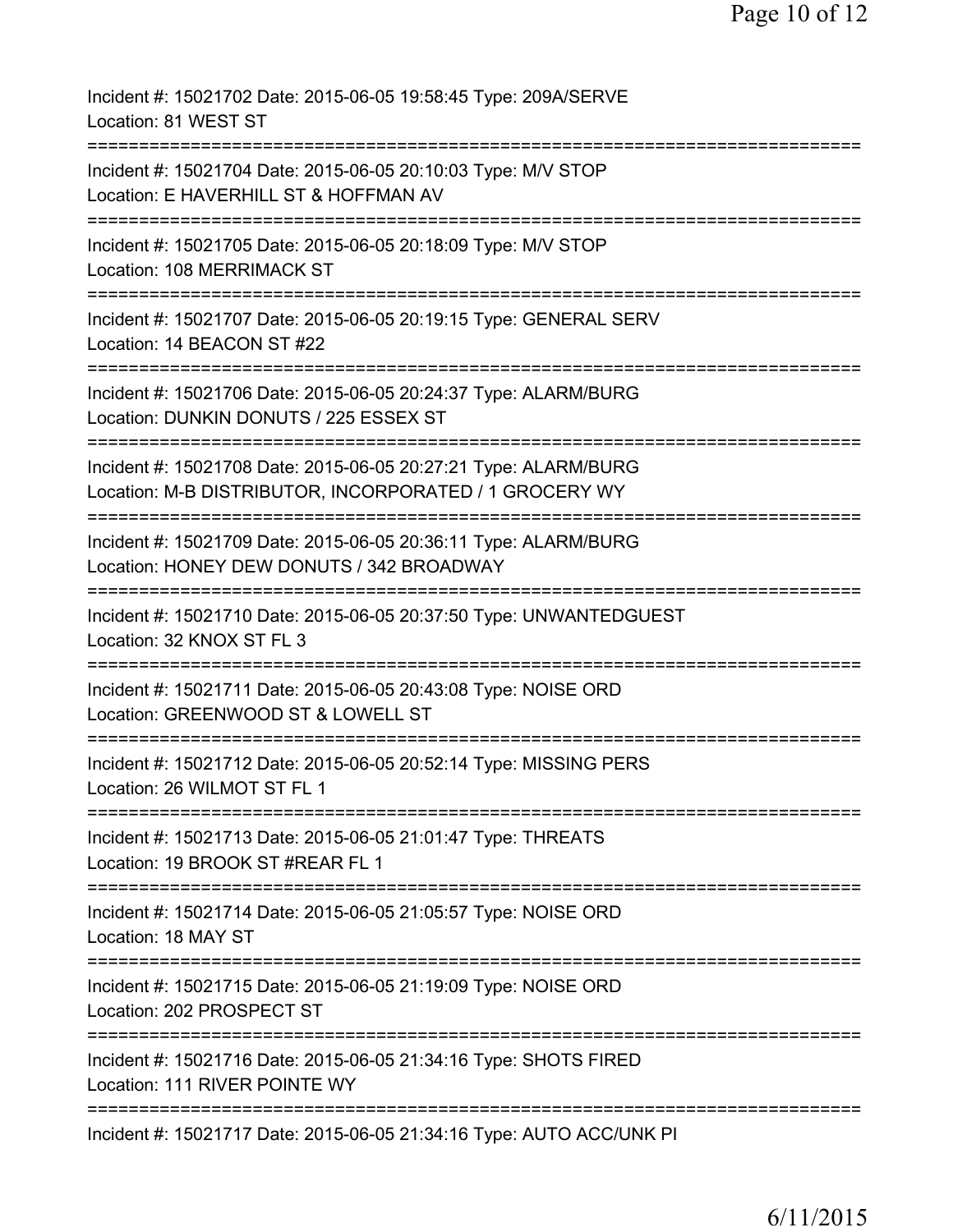Incident #: 15021702 Date: 2015-06-05 19:58:45 Type: 209A/SERVE
Location: 81 WEST ST
===========================================================================
Incident #: 15021704 Date: 2015-06-05 20:10:03 Type: M/V STOP
Location: E HAVERHILL ST & HOFFMAN AV
===========================================================================
Incident #: 15021705 Date: 2015-06-05 20:18:09 Type: M/V STOP
Location: 108 MERRIMACK ST
===========================================================================
Incident #: 15021707 Date: 2015-06-05 20:19:15 Type: GENERAL SERV
Location: 14 BEACON ST #22
===========================================================================
Incident #: 15021706 Date: 2015-06-05 20:24:37 Type: ALARM/BURG
Location: DUNKIN DONUTS / 225 ESSEX ST
===========================================================================
Incident #: 15021708 Date: 2015-06-05 20:27:21 Type: ALARM/BURG
Location: M-B DISTRIBUTOR, INCORPORATED / 1 GROCERY WY
===========================================================================
Incident #: 15021709 Date: 2015-06-05 20:36:11 Type: ALARM/BURG
Location: HONEY DEW DONUTS / 342 BROADWAY
===========================================================================
Incident #: 15021710 Date: 2015-06-05 20:37:50 Type: UNWANTEDGUEST
Location: 32 KNOX ST FL 3
===========================================================================
Incident #: 15021711 Date: 2015-06-05 20:43:08 Type: NOISE ORD
Location: GREENWOOD ST & LOWELL ST
===========================================================================
Incident #: 15021712 Date: 2015-06-05 20:52:14 Type: MISSING PERS
Location: 26 WILMOT ST FL 1
===========================================================================
Incident #: 15021713 Date: 2015-06-05 21:01:47 Type: THREATS
Location: 19 BROOK ST #REAR FL 1
===========================================================================
Incident #: 15021714 Date: 2015-06-05 21:05:57 Type: NOISE ORD
Location: 18 MAY ST
===========================================================================
Incident #: 15021715 Date: 2015-06-05 21:19:09 Type: NOISE ORD
Location: 202 PROSPECT ST
===========================================================================
Incident #: 15021716 Date: 2015-06-05 21:34:16 Type: SHOTS FIRED
Location: 111 RIVER POINTE WY
===========================================================================
Incident #: 15021717 Date: 2015-06-05 21:34:16 Type: AUTO ACC/UNK PI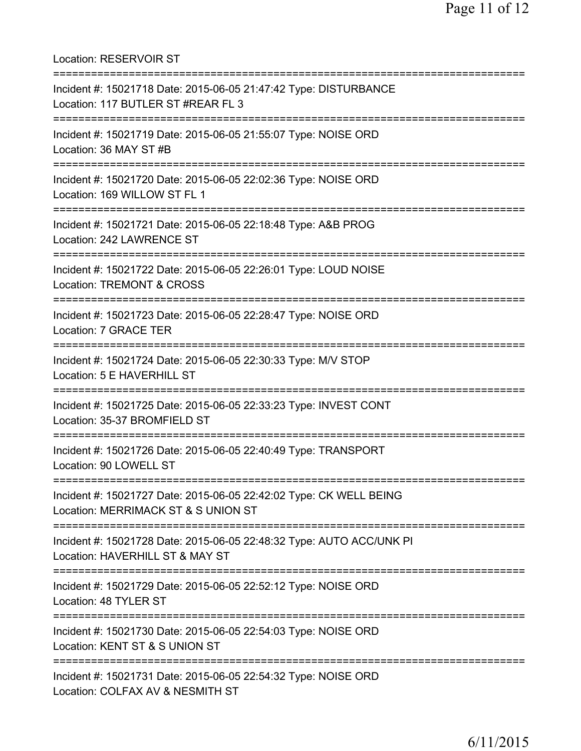Location: RESERVOIR ST

===========================================================================

Incident #: 15021718 Date: 2015-06-05 21:47:42 Type: DISTURBANCE
Location: 117 BUTLER ST #REAR FL 3

===========================================================================

Incident #: 15021719 Date: 2015-06-05 21:55:07 Type: NOISE ORD
Location: 36 MAY ST #B

===========================================================================

Incident #: 15021720 Date: 2015-06-05 22:02:36 Type: NOISE ORD
Location: 169 WILLOW ST FL 1

===========================================================================

Incident #: 15021721 Date: 2015-06-05 22:18:48 Type: A&B PROG
Location: 242 LAWRENCE ST

===========================================================================

Incident #: 15021722 Date: 2015-06-05 22:26:01 Type: LOUD NOISE
Location: TREMONT & CROSS

===========================================================================

Incident #: 15021723 Date: 2015-06-05 22:28:47 Type: NOISE ORD
Location: 7 GRACE TER

===========================================================================

Incident #: 15021724 Date: 2015-06-05 22:30:33 Type: M/V STOP
Location: 5 E HAVERHILL ST

===========================================================================

Incident #: 15021725 Date: 2015-06-05 22:33:23 Type: INVEST CONT
Location: 35-37 BROMFIELD ST

===========================================================================

Incident #: 15021726 Date: 2015-06-05 22:40:49 Type: TRANSPORT
Location: 90 LOWELL ST

===========================================================================

Incident #: 15021727 Date: 2015-06-05 22:42:02 Type: CK WELL BEING
Location: MERRIMACK ST & S UNION ST

===========================================================================

Incident #: 15021728 Date: 2015-06-05 22:48:32 Type: AUTO ACC/UNK PI
Location: HAVERHILL ST & MAY ST

===========================================================================

Incident #: 15021729 Date: 2015-06-05 22:52:12 Type: NOISE ORD
Location: 48 TYLER ST

===========================================================================

Incident #: 15021730 Date: 2015-06-05 22:54:03 Type: NOISE ORD
Location: KENT ST & S UNION ST

===========================================================================

Incident #: 15021731 Date: 2015-06-05 22:54:32 Type: NOISE ORD
Location: COLFAX AV & NESMITH ST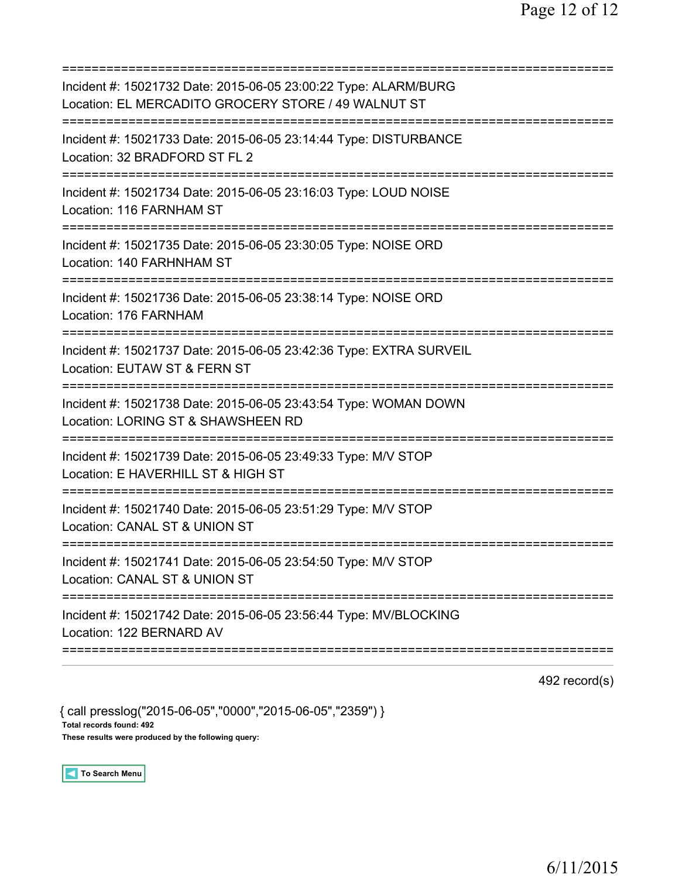===========================================================================

Incident #: 15021732 Date: 2015-06-05 23:00:22 Type: ALARM/BURG
Location: EL MERCADITO GROCERY STORE / 49 WALNUT ST

===========================================================================

Incident #: 15021733 Date: 2015-06-05 23:14:44 Type: DISTURBANCE
Location: 32 BRADFORD ST FL 2

===========================================================================

Incident #: 15021734 Date: 2015-06-05 23:16:03 Type: LOUD NOISE
Location: 116 FARNHAM ST

===========================================================================

Incident #: 15021735 Date: 2015-06-05 23:30:05 Type: NOISE ORD
Location: 140 FARHNHAM ST

===========================================================================

Incident #: 15021736 Date: 2015-06-05 23:38:14 Type: NOISE ORD
Location: 176 FARNHAM

===========================================================================

Incident #: 15021737 Date: 2015-06-05 23:42:36 Type: EXTRA SURVEIL
Location: EUTAW ST & FERN ST

===========================================================================

Incident #: 15021738 Date: 2015-06-05 23:43:54 Type: WOMAN DOWN
Location: LORING ST & SHAWSHEEN RD

===========================================================================

Incident #: 15021739 Date: 2015-06-05 23:49:33 Type: M/V STOP
Location: E HAVERHILL ST & HIGH ST

===========================================================================

Incident #: 15021740 Date: 2015-06-05 23:51:29 Type: M/V STOP
Location: CANAL ST & UNION ST

===========================================================================

Incident #: 15021741 Date: 2015-06-05 23:54:50 Type: M/V STOP
Location: CANAL ST & UNION ST

===========================================================================

Incident #: 15021742 Date: 2015-06-05 23:56:44 Type: MV/BLOCKING
Location: 122 BERNARD AV

===========================================================================

492 record(s)

{ call presslog("2015-06-05","0000","2015-06-05","2359") }

**Total records found: 492**

**These results were produced by the following query:**

To Search Menu

6/11/2015